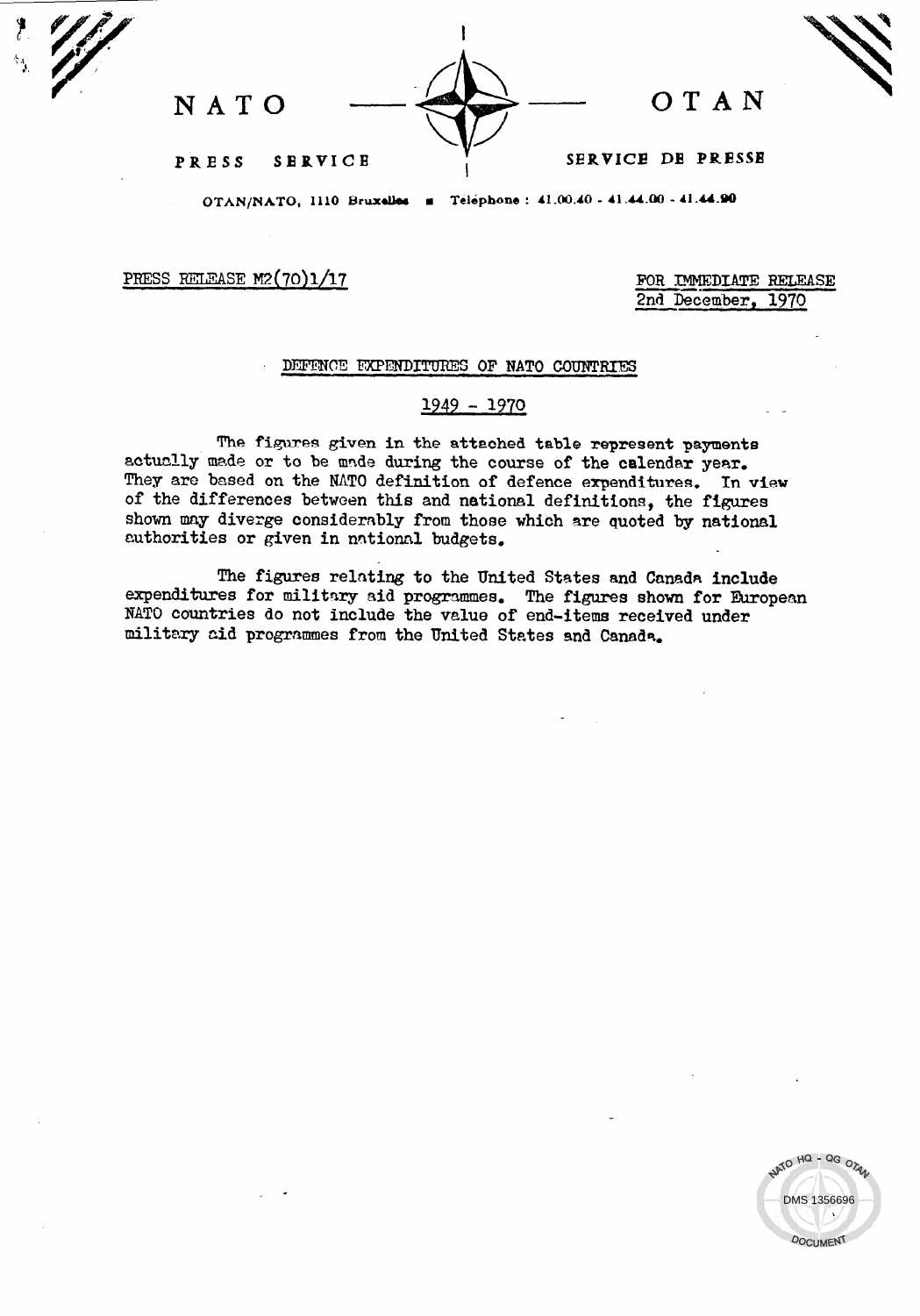NATO — OTAN

PRESS SERVICE — SERVICE DE PRESSE

OTAN/NATO, 1110 Bruxelles ▪ Telephone : 41.00.40 - 41.44.00 - 41.44.90

PRESS RELEASE M2(70)1/17

FOR IMMEDIATE RELEASE
2nd December, 1970

## DEFENCE EXPENDITURES OF NATO COUNTRIES

## 1949 - 1970

The figures given in the attached table represent payments actually made or to be made during the course of the calendar year. They are based on the NATO definition of defence expenditures. In view of the differences between this and national definitions, the figures shown may diverge considerably from those which are quoted by national authorities or given in national budgets.

The figures relating to the United States and Canada include expenditures for military aid programmes. The figures shown for European NATO countries do not include the value of end-items received under military aid programmes from the United States and Canada.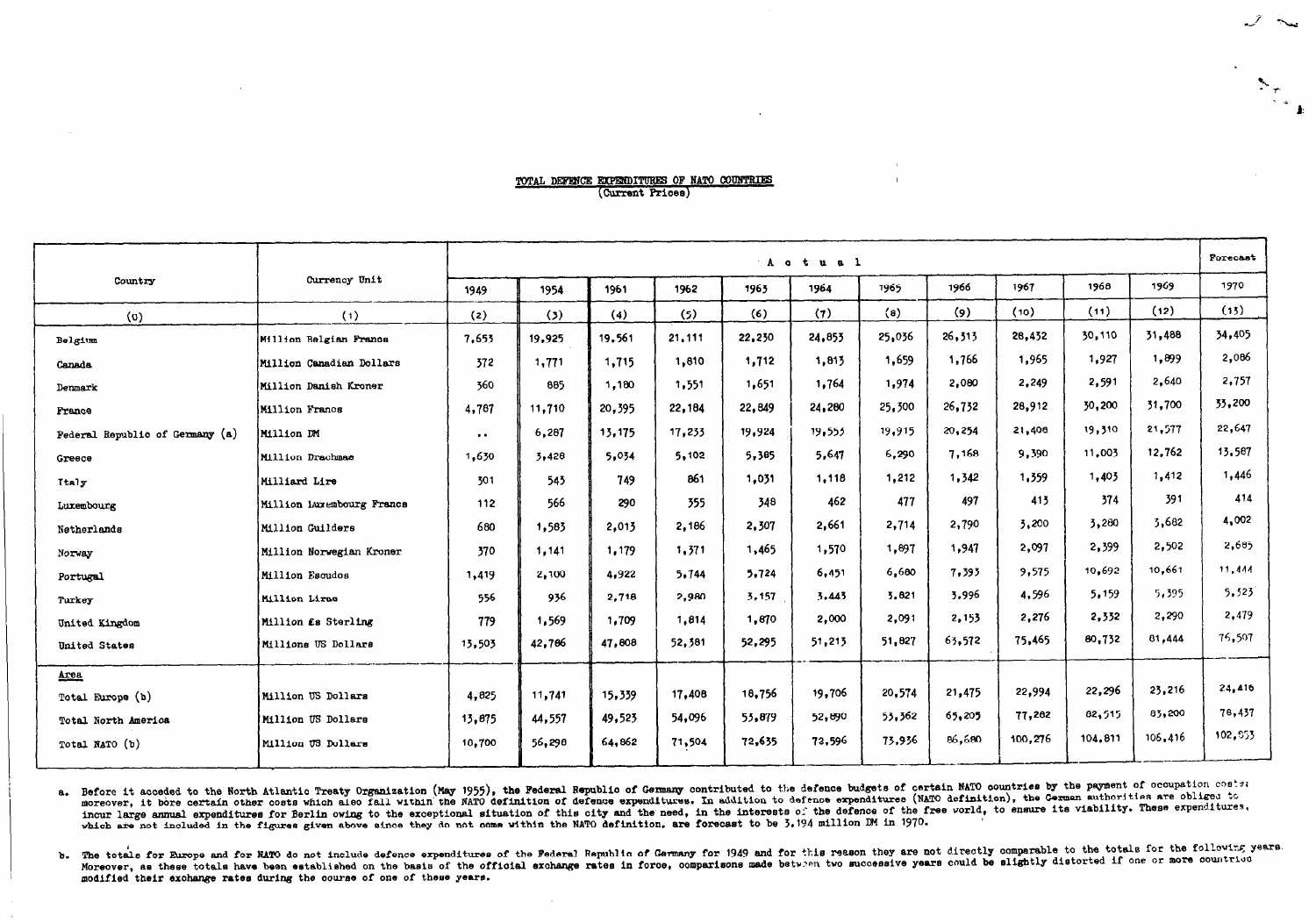**TOTAL DEFENCE EXPENDITURES OF NATO COUNTRIES**
(Current Prices)

| Country | Currency Unit | Actual | | | | | | | | | | | Forecast |
|---|---|---|---|---|---|---|---|---|---|---|---|---|---|
| | | 1949 | 1954 | 1961 | 1962 | 1963 | 1964 | 1965 | 1966 | 1967 | 1968 | 1969 | 1970 |
| (0) | (1) | (2) | (3) | (4) | (5) | (6) | (7) | (8) | (9) | (10) | (11) | (12) | (13) |
| Belgium | Million Belgian Francs | 7,653 | 19,925 | 19,561 | 21,111 | 22,230 | 24,853 | 25,036 | 26,313 | 28,432 | 30,110 | 31,488 | 34,405 |
| Canada | Million Canadian Dollars | 372 | 1,771 | 1,715 | 1,810 | 1,712 | 1,813 | 1,659 | 1,766 | 1,965 | 1,927 | 1,899 | 2,086 |
| Denmark | Million Danish Kroner | 360 | 885 | 1,180 | 1,551 | 1,651 | 1,764 | 1,974 | 2,080 | 2,249 | 2,591 | 2,640 | 2,757 |
| France | Million Francs | 4,787 | 11,710 | 20,395 | 22,184 | 22,849 | 24,280 | 25,300 | 26,732 | 28,912 | 30,200 | 31,700 | 33,200 |
| Federal Republic of Germany (a) | Million DM | .. | 6,287 | 13,175 | 17,233 | 19,924 | 19,553 | 19,915 | 20,254 | 21,408 | 19,310 | 21,577 | 22,647 |
| Greece | Million Drachmae | 1,630 | 3,428 | 5,034 | 5,102 | 5,385 | 5,647 | 6,290 | 7,168 | 9,390 | 11,003 | 12,762 | 13,587 |
| Italy | Milliard Lire | 301 | 543 | 749 | 861 | 1,031 | 1,118 | 1,212 | 1,342 | 1,359 | 1,403 | 1,412 | 1,446 |
| Luxembourg | Million Luxembourg Francs | 112 | 566 | 290 | 355 | 348 | 462 | 477 | 497 | 413 | 374 | 391 | 414 |
| Netherlands | Million Guilders | 680 | 1,583 | 2,013 | 2,186 | 2,307 | 2,661 | 2,714 | 2,790 | 3,200 | 3,280 | 3,682 | 4,002 |
| Norway | Million Norwegian Kroner | 370 | 1,141 | 1,179 | 1,371 | 1,465 | 1,570 | 1,897 | 1,947 | 2,097 | 2,399 | 2,502 | 2,685 |
| Portugal | Million Escudos | 1,419 | 2,100 | 4,922 | 5,744 | 5,724 | 6,451 | 6,680 | 7,393 | 9,575 | 10,692 | 10,661 | 11,444 |
| Turkey | Million Liras | 556 | 936 | 2,718 | 2,980 | 3,157 | 3,443 | 3,821 | 3,996 | 4,596 | 5,159 | 5,395 | 5,523 |
| United Kingdom | Million £s Sterling | 779 | 1,569 | 1,709 | 1,814 | 1,870 | 2,000 | 2,091 | 2,153 | 2,276 | 2,332 | 2,290 | 2,479 |
| United States | Millions US Dollars | 13,503 | 42,786 | 47,808 | 52,381 | 52,295 | 51,213 | 51,827 | 63,572 | 75,465 | 80,732 | 81,444 | 76,507 |
| Area | | | | | | | | | | | | | |
| Total Europe (b) | Million US Dollars | 4,825 | 11,741 | 15,339 | 17,408 | 18,756 | 19,706 | 20,574 | 21,475 | 22,994 | 22,296 | 23,216 | 24,416 |
| Total North America | Million US Dollars | 13,875 | 44,557 | 49,523 | 54,096 | 53,879 | 52,890 | 53,362 | 65,205 | 77,282 | 82,515 | 83,200 | 78,437 |
| Total NATO (b) | Million US Dollars | 18,700 | 56,298 | 64,862 | 71,504 | 72,635 | 72,596 | 73,936 | 86,680 | 100,276 | 104,811 | 106,416 | 102,853 |

a. Before it acceded to the North Atlantic Treaty Organization (May 1955), the Federal Republic of Germany contributed to the defence budgets of certain NATO countries by the payment of occupation costs; moreover, it bore certain other costs which also fall within the NATO definition of defence expenditures. In addition to defence expenditures (NATO definition), the German authorities are obliged to incur large annual expenditures for Berlin owing to the exceptional situation of this city and the need, in the interests of the defence of the free world, to ensure its viability. These expenditures, which are not included in the figures given above since they do not come within the NATO definition, are forecast to be 3,194 million DM in 1970.

b. The totals for Europe and for NATO do not include defence expenditures of the Federal Republic of Germany for 1949 and for this reason they are not directly comparable to the totals for the following years. Moreover, as these totals have been established on the basis of the official exchange rates in force, comparisons made between two successive years could be slightly distorted if one or more countries modified their exchange rates during the course of one of these years.